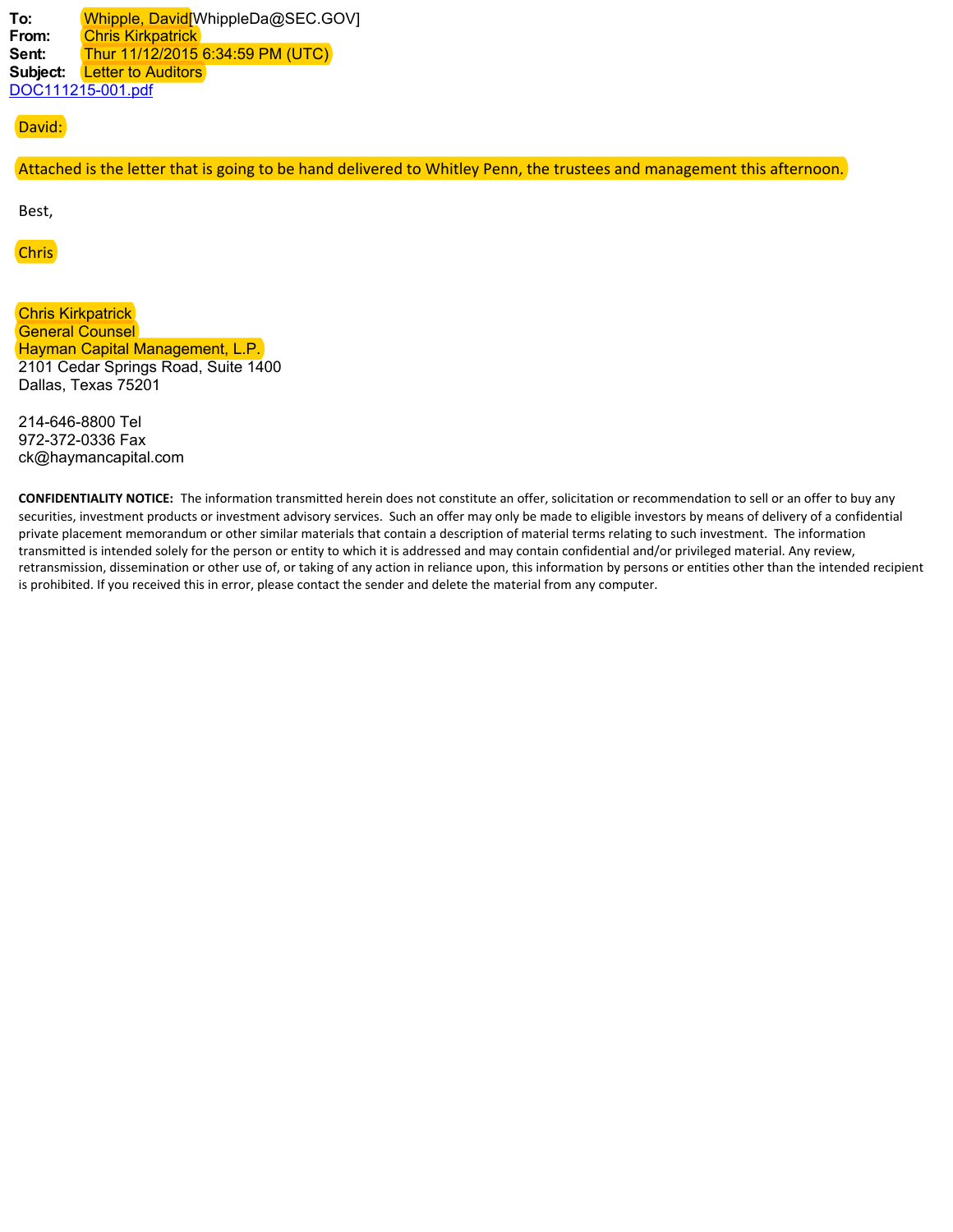**To:** Whipple, David[WhippleDa@SEC.GOV]
**From:** Chris Kirkpatrick
**Sent:** Thur 11/12/2015 6:34:59 PM (UTC)
**Subject:** Letter to Auditors
DOC111215-001.pdf

David:

Attached is the letter that is going to be hand delivered to Whitley Penn, the trustees and management this afternoon.

Best,

Chris

Chris Kirkpatrick
General Counsel
Hayman Capital Management, L.P.
2101 Cedar Springs Road, Suite 1400
Dallas, Texas 75201

214-646-8800 Tel
972-372-0336 Fax
ck@haymancapital.com

**CONFIDENTIALITY NOTICE:** The information transmitted herein does not constitute an offer, solicitation or recommendation to sell or an offer to buy any securities, investment products or investment advisory services. Such an offer may only be made to eligible investors by means of delivery of a confidential private placement memorandum or other similar materials that contain a description of material terms relating to such investment. The information transmitted is intended solely for the person or entity to which it is addressed and may contain confidential and/or privileged material. Any review, retransmission, dissemination or other use of, or taking of any action in reliance upon, this information by persons or entities other than the intended recipient is prohibited. If you received this in error, please contact the sender and delete the material from any computer.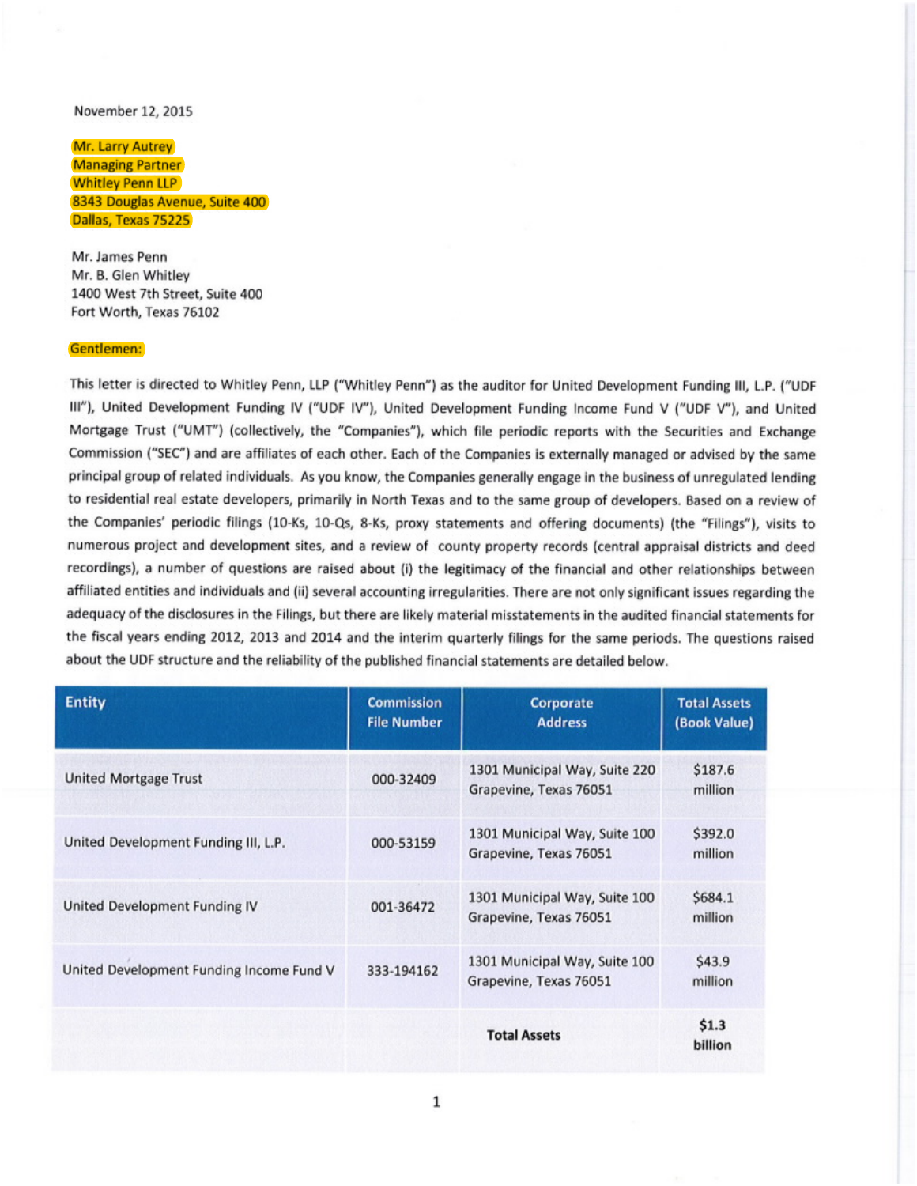November 12, 2015

Mr. Larry Autrey
Managing Partner
Whitley Penn LLP
8343 Douglas Avenue, Suite 400
Dallas, Texas 75225

Mr. James Penn
Mr. B. Glen Whitley
1400 West 7th Street, Suite 400
Fort Worth, Texas 76102

Gentlemen:

This letter is directed to Whitley Penn, LLP ("Whitley Penn") as the auditor for United Development Funding III, L.P. ("UDF III"), United Development Funding IV ("UDF IV"), United Development Funding Income Fund V ("UDF V"), and United Mortgage Trust ("UMT") (collectively, the "Companies"), which file periodic reports with the Securities and Exchange Commission ("SEC") and are affiliates of each other. Each of the Companies is externally managed or advised by the same principal group of related individuals. As you know, the Companies generally engage in the business of unregulated lending to residential real estate developers, primarily in North Texas and to the same group of developers. Based on a review of the Companies' periodic filings (10-Ks, 10-Qs, 8-Ks, proxy statements and offering documents) (the "Filings"), visits to numerous project and development sites, and a review of county property records (central appraisal districts and deed recordings), a number of questions are raised about (i) the legitimacy of the financial and other relationships between affiliated entities and individuals and (ii) several accounting irregularities. There are not only significant issues regarding the adequacy of the disclosures in the Filings, but there are likely material misstatements in the audited financial statements for the fiscal years ending 2012, 2013 and 2014 and the interim quarterly filings for the same periods. The questions raised about the UDF structure and the reliability of the published financial statements are detailed below.

| Entity | Commission File Number | Corporate Address | Total Assets (Book Value) |
|---|---|---|---|
| United Mortgage Trust | 000-32409 | 1301 Municipal Way, Suite 220 Grapevine, Texas 76051 | $187.6 million |
| United Development Funding III, L.P. | 000-53159 | 1301 Municipal Way, Suite 100 Grapevine, Texas 76051 | $392.0 million |
| United Development Funding IV | 001-36472 | 1301 Municipal Way, Suite 100 Grapevine, Texas 76051 | $684.1 million |
| United Development Funding Income Fund V | 333-194162 | 1301 Municipal Way, Suite 100 Grapevine, Texas 76051 | $43.9 million |
| | | **Total Assets** | **$1.3 billion** |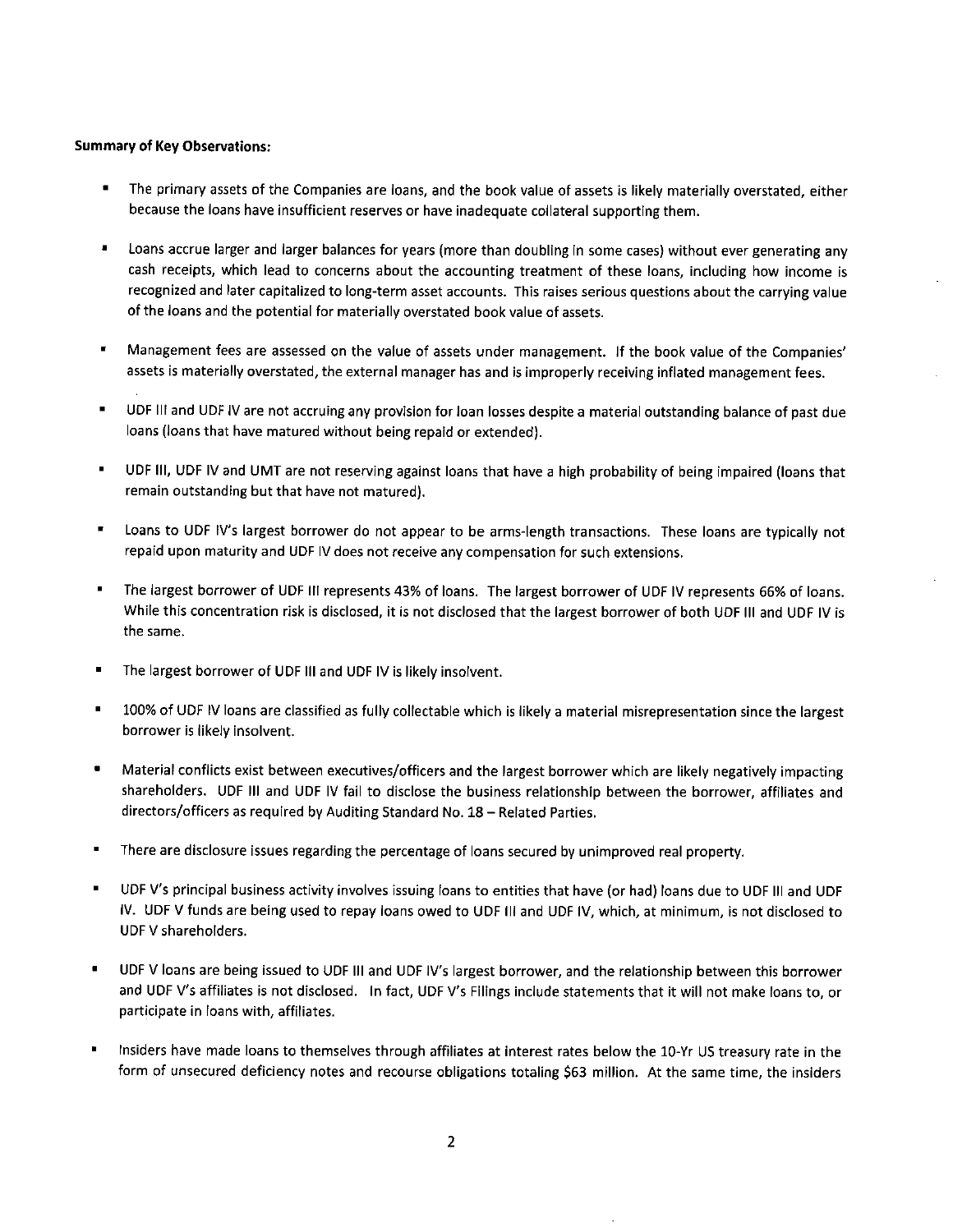**Summary of Key Observations:**

- The primary assets of the Companies are loans, and the book value of assets is likely materially overstated, either because the loans have insufficient reserves or have inadequate collateral supporting them.
- Loans accrue larger and larger balances for years (more than doubling in some cases) without ever generating any cash receipts, which lead to concerns about the accounting treatment of these loans, including how income is recognized and later capitalized to long-term asset accounts. This raises serious questions about the carrying value of the loans and the potential for materially overstated book value of assets.
- Management fees are assessed on the value of assets under management. If the book value of the Companies' assets is materially overstated, the external manager has and is improperly receiving inflated management fees.
- UDF III and UDF IV are not accruing any provision for loan losses despite a material outstanding balance of past due loans (loans that have matured without being repaid or extended).
- UDF III, UDF IV and UMT are not reserving against loans that have a high probability of being impaired (loans that remain outstanding but that have not matured).
- Loans to UDF IV's largest borrower do not appear to be arms-length transactions. These loans are typically not repaid upon maturity and UDF IV does not receive any compensation for such extensions.
- The largest borrower of UDF III represents 43% of loans. The largest borrower of UDF IV represents 66% of loans. While this concentration risk is disclosed, it is not disclosed that the largest borrower of both UDF III and UDF IV is the same.
- The largest borrower of UDF III and UDF IV is likely insolvent.
- 100% of UDF IV loans are classified as fully collectable which is likely a material misrepresentation since the largest borrower is likely insolvent.
- Material conflicts exist between executives/officers and the largest borrower which are likely negatively impacting shareholders. UDF III and UDF IV fail to disclose the business relationship between the borrower, affiliates and directors/officers as required by Auditing Standard No. 18 – Related Parties.
- There are disclosure issues regarding the percentage of loans secured by unimproved real property.
- UDF V's principal business activity involves issuing loans to entities that have (or had) loans due to UDF III and UDF IV. UDF V funds are being used to repay loans owed to UDF III and UDF IV, which, at minimum, is not disclosed to UDF V shareholders.
- UDF V loans are being issued to UDF III and UDF IV's largest borrower, and the relationship between this borrower and UDF V's affiliates is not disclosed. In fact, UDF V's Filings include statements that it will not make loans to, or participate in loans with, affiliates.
- Insiders have made loans to themselves through affiliates at interest rates below the 10-Yr US treasury rate in the form of unsecured deficiency notes and recourse obligations totaling $63 million. At the same time, the insiders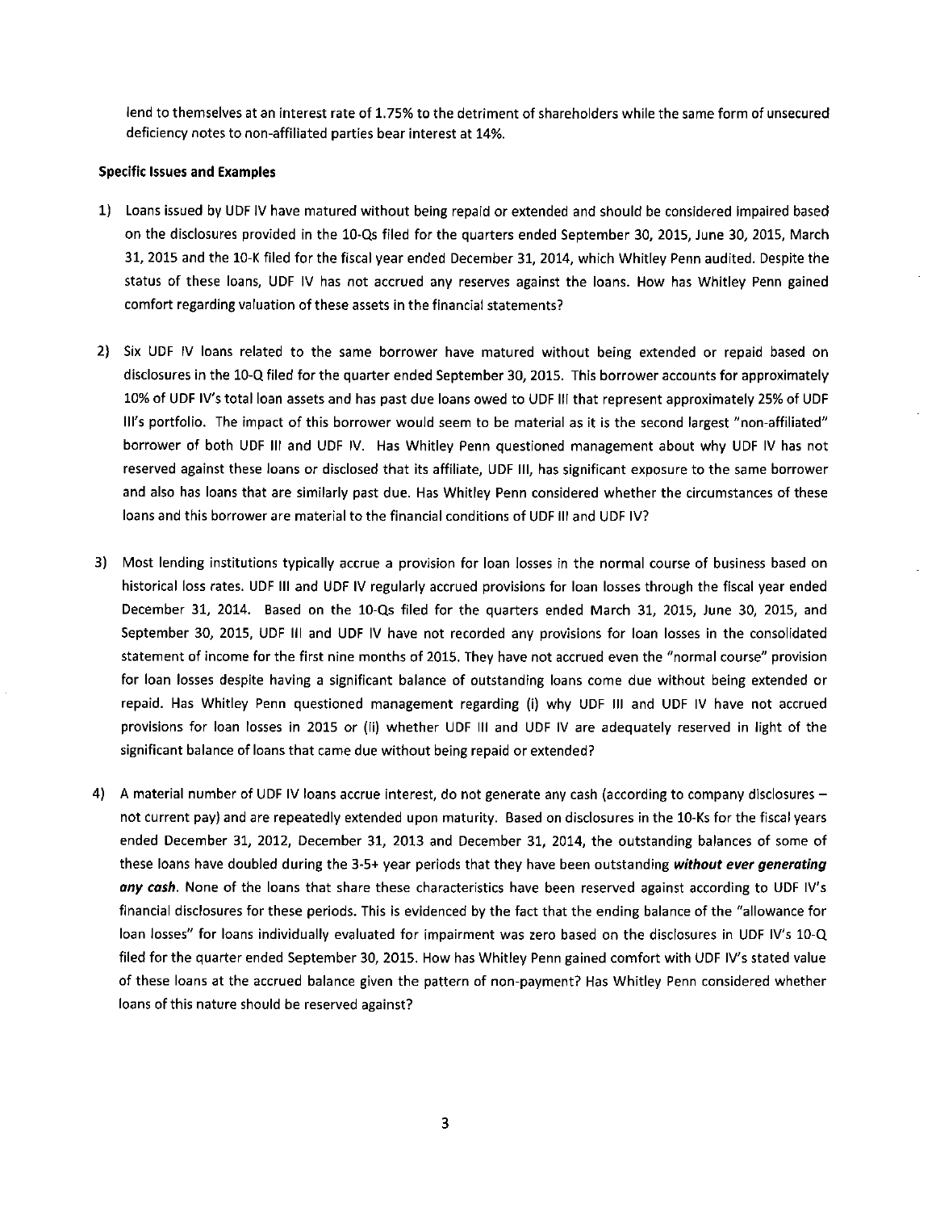lend to themselves at an interest rate of 1.75% to the detriment of shareholders while the same form of unsecured deficiency notes to non-affiliated parties bear interest at 14%.

**Specific Issues and Examples**

1) Loans issued by UDF IV have matured without being repaid or extended and should be considered impaired based on the disclosures provided in the 10-Qs filed for the quarters ended September 30, 2015, June 30, 2015, March 31, 2015 and the 10-K filed for the fiscal year ended December 31, 2014, which Whitley Penn audited. Despite the status of these loans, UDF IV has not accrued any reserves against the loans. How has Whitley Penn gained comfort regarding valuation of these assets in the financial statements?

2) Six UDF IV loans related to the same borrower have matured without being extended or repaid based on disclosures in the 10-Q filed for the quarter ended September 30, 2015. This borrower accounts for approximately 10% of UDF IV's total loan assets and has past due loans owed to UDF III that represent approximately 25% of UDF III's portfolio. The impact of this borrower would seem to be material as it is the second largest "non-affiliated" borrower of both UDF III and UDF IV. Has Whitley Penn questioned management about why UDF IV has not reserved against these loans or disclosed that its affiliate, UDF III, has significant exposure to the same borrower and also has loans that are similarly past due. Has Whitley Penn considered whether the circumstances of these loans and this borrower are material to the financial conditions of UDF III and UDF IV?

3) Most lending institutions typically accrue a provision for loan losses in the normal course of business based on historical loss rates. UDF III and UDF IV regularly accrued provisions for loan losses through the fiscal year ended December 31, 2014. Based on the 10-Qs filed for the quarters ended March 31, 2015, June 30, 2015, and September 30, 2015, UDF III and UDF IV have not recorded any provisions for loan losses in the consolidated statement of income for the first nine months of 2015. They have not accrued even the "normal course" provision for loan losses despite having a significant balance of outstanding loans come due without being extended or repaid. Has Whitley Penn questioned management regarding (i) why UDF III and UDF IV have not accrued provisions for loan losses in 2015 or (ii) whether UDF III and UDF IV are adequately reserved in light of the significant balance of loans that came due without being repaid or extended?

4) A material number of UDF IV loans accrue interest, do not generate any cash (according to company disclosures – not current pay) and are repeatedly extended upon maturity. Based on disclosures in the 10-Ks for the fiscal years ended December 31, 2012, December 31, 2013 and December 31, 2014, the outstanding balances of some of these loans have doubled during the 3-5+ year periods that they have been outstanding ***without ever generating any cash***. None of the loans that share these characteristics have been reserved against according to UDF IV's financial disclosures for these periods. This is evidenced by the fact that the ending balance of the "allowance for loan losses" for loans individually evaluated for impairment was zero based on the disclosures in UDF IV's 10-Q filed for the quarter ended September 30, 2015. How has Whitley Penn gained comfort with UDF IV's stated value of these loans at the accrued balance given the pattern of non-payment? Has Whitley Penn considered whether loans of this nature should be reserved against?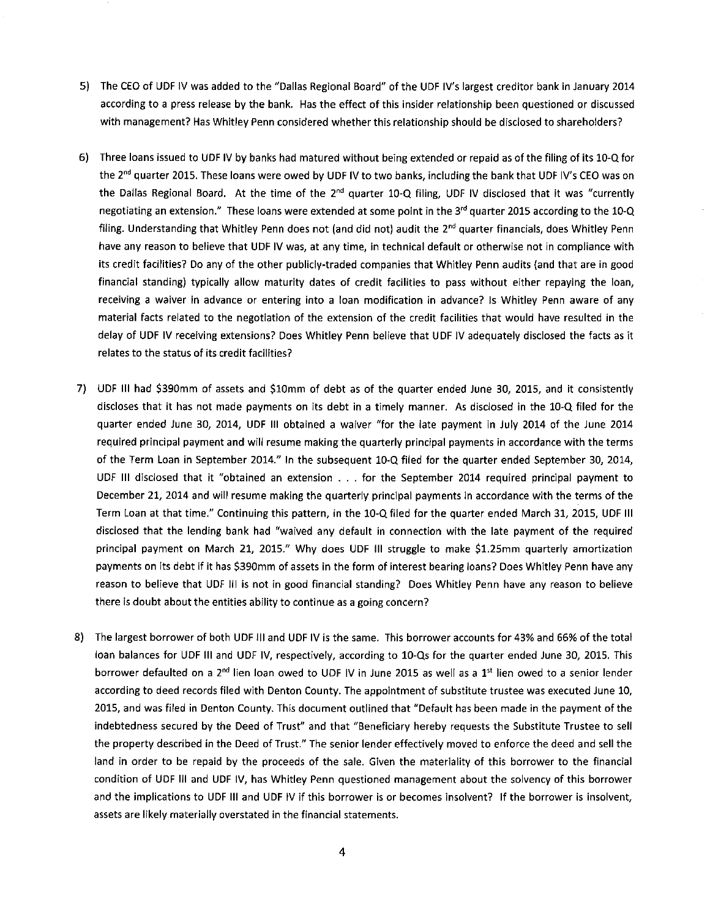5) The CEO of UDF IV was added to the "Dallas Regional Board" of the UDF IV's largest creditor bank in January 2014 according to a press release by the bank. Has the effect of this insider relationship been questioned or discussed with management? Has Whitley Penn considered whether this relationship should be disclosed to shareholders?

6) Three loans issued to UDF IV by banks had matured without being extended or repaid as of the filing of its 10-Q for the 2nd quarter 2015. These loans were owed by UDF IV to two banks, including the bank that UDF IV's CEO was on the Dallas Regional Board. At the time of the 2nd quarter 10-Q filing, UDF IV disclosed that it was "currently negotiating an extension." These loans were extended at some point in the 3rd quarter 2015 according to the 10-Q filing. Understanding that Whitley Penn does not (and did not) audit the 2nd quarter financials, does Whitley Penn have any reason to believe that UDF IV was, at any time, in technical default or otherwise not in compliance with its credit facilities? Do any of the other publicly-traded companies that Whitley Penn audits (and that are in good financial standing) typically allow maturity dates of credit facilities to pass without either repaying the loan, receiving a waiver in advance or entering into a loan modification in advance? Is Whitley Penn aware of any material facts related to the negotiation of the extension of the credit facilities that would have resulted in the delay of UDF IV receiving extensions? Does Whitley Penn believe that UDF IV adequately disclosed the facts as it relates to the status of its credit facilities?

7) UDF III had $390mm of assets and $10mm of debt as of the quarter ended June 30, 2015, and it consistently discloses that it has not made payments on its debt in a timely manner. As disclosed in the 10-Q filed for the quarter ended June 30, 2014, UDF III obtained a waiver "for the late payment in July 2014 of the June 2014 required principal payment and will resume making the quarterly principal payments in accordance with the terms of the Term Loan in September 2014." In the subsequent 10-Q filed for the quarter ended September 30, 2014, UDF III disclosed that it "obtained an extension . . . for the September 2014 required principal payment to December 21, 2014 and will resume making the quarterly principal payments in accordance with the terms of the Term Loan at that time." Continuing this pattern, in the 10-Q filed for the quarter ended March 31, 2015, UDF III disclosed that the lending bank had "waived any default in connection with the late payment of the required principal payment on March 21, 2015." Why does UDF III struggle to make $1.25mm quarterly amortization payments on its debt if it has $390mm of assets in the form of interest bearing loans? Does Whitley Penn have any reason to believe that UDF III is not in good financial standing? Does Whitley Penn have any reason to believe there is doubt about the entities ability to continue as a going concern?

8) The largest borrower of both UDF III and UDF IV is the same. This borrower accounts for 43% and 66% of the total loan balances for UDF III and UDF IV, respectively, according to 10-Qs for the quarter ended June 30, 2015. This borrower defaulted on a 2nd lien loan owed to UDF IV in June 2015 as well as a 1st lien owed to a senior lender according to deed records filed with Denton County. The appointment of substitute trustee was executed June 10, 2015, and was filed in Denton County. This document outlined that "Default has been made in the payment of the indebtedness secured by the Deed of Trust" and that "Beneficiary hereby requests the Substitute Trustee to sell the property described in the Deed of Trust." The senior lender effectively moved to enforce the deed and sell the land in order to be repaid by the proceeds of the sale. Given the materiality of this borrower to the financial condition of UDF III and UDF IV, has Whitley Penn questioned management about the solvency of this borrower and the implications to UDF III and UDF IV if this borrower is or becomes insolvent? If the borrower is insolvent, assets are likely materially overstated in the financial statements.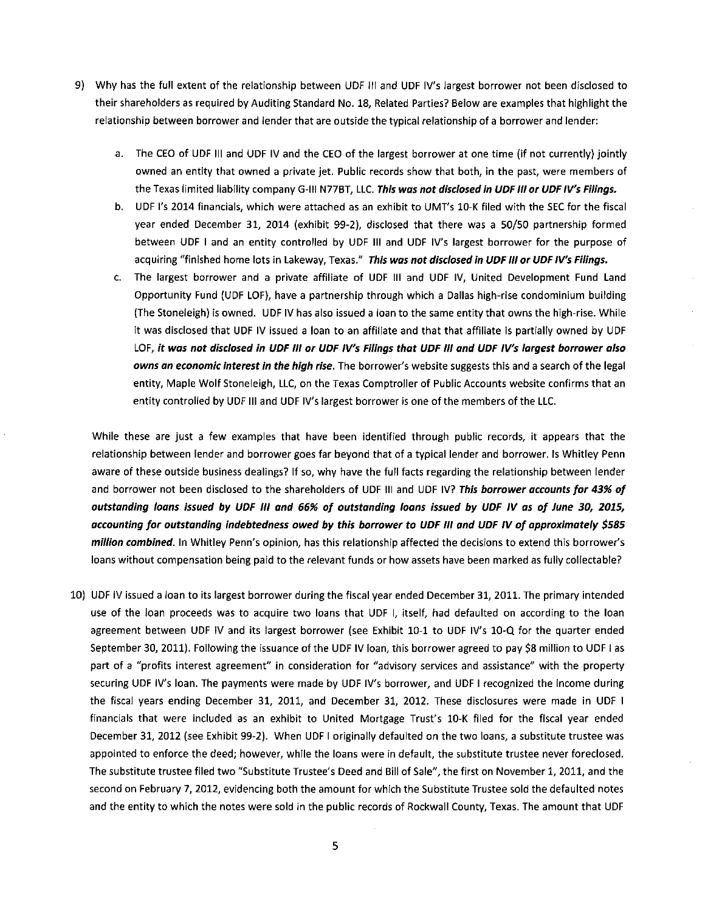9) Why has the full extent of the relationship between UDF III and UDF IV's largest borrower not been disclosed to their shareholders as required by Auditing Standard No. 18, Related Parties? Below are examples that highlight the relationship between borrower and lender that are outside the typical relationship of a borrower and lender:

   a. The CEO of UDF III and UDF IV and the CEO of the largest borrower at one time (if not currently) jointly owned an entity that owned a private jet. Public records show that both, in the past, were members of the Texas limited liability company G-III N77BT, LLC. ***This was not disclosed in UDF III or UDF IV's Filings.***

   b. UDF I's 2014 financials, which were attached as an exhibit to UMT's 10-K filed with the SEC for the fiscal year ended December 31, 2014 (exhibit 99-2), disclosed that there was a 50/50 partnership formed between UDF I and an entity controlled by UDF III and UDF IV's largest borrower for the purpose of acquiring "finished home lots in Lakeway, Texas." ***This was not disclosed in UDF III or UDF IV's Filings.***

   c. The largest borrower and a private affiliate of UDF III and UDF IV, United Development Fund Land Opportunity Fund (UDF LOF), have a partnership through which a Dallas high-rise condominium building (The Stoneleigh) is owned. UDF IV has also issued a loan to the same entity that owns the high-rise. While it was disclosed that UDF IV issued a loan to an affiliate and that that affiliate is partially owned by UDF LOF, ***it was not disclosed in UDF III or UDF IV's Filings that UDF III and UDF IV's largest borrower also owns an economic interest in the high rise.*** The borrower's website suggests this and a search of the legal entity, Maple Wolf Stoneleigh, LLC, on the Texas Comptroller of Public Accounts website confirms that an entity controlled by UDF III and UDF IV's largest borrower is one of the members of the LLC.

   While these are just a few examples that have been identified through public records, it appears that the relationship between lender and borrower goes far beyond that of a typical lender and borrower. Is Whitley Penn aware of these outside business dealings? If so, why have the full facts regarding the relationship between lender and borrower not been disclosed to the shareholders of UDF III and UDF IV? ***This borrower accounts for 43% of outstanding loans issued by UDF III and 66% of outstanding loans issued by UDF IV as of June 30, 2015, accounting for outstanding indebtedness owed by this borrower to UDF III and UDF IV of approximately $585 million combined.*** In Whitley Penn's opinion, has this relationship affected the decisions to extend this borrower's loans without compensation being paid to the relevant funds or how assets have been marked as fully collectable?

10) UDF IV issued a loan to its largest borrower during the fiscal year ended December 31, 2011. The primary intended use of the loan proceeds was to acquire two loans that UDF I, itself, had defaulted on according to the loan agreement between UDF IV and its largest borrower (see Exhibit 10-1 to UDF IV's 10-Q for the quarter ended September 30, 2011). Following the issuance of the UDF IV loan, this borrower agreed to pay $8 million to UDF I as part of a "profits interest agreement" in consideration for "advisory services and assistance" with the property securing UDF IV's loan. The payments were made by UDF IV's borrower, and UDF I recognized the income during the fiscal years ending December 31, 2011, and December 31, 2012. These disclosures were made in UDF I financials that were included as an exhibit to United Mortgage Trust's 10-K filed for the fiscal year ended December 31, 2012 (see Exhibit 99-2). When UDF I originally defaulted on the two loans, a substitute trustee was appointed to enforce the deed; however, while the loans were in default, the substitute trustee never foreclosed. The substitute trustee filed two "Substitute Trustee's Deed and Bill of Sale", the first on November 1, 2011, and the second on February 7, 2012, evidencing both the amount for which the Substitute Trustee sold the defaulted notes and the entity to which the notes were sold in the public records of Rockwall County, Texas. The amount that UDF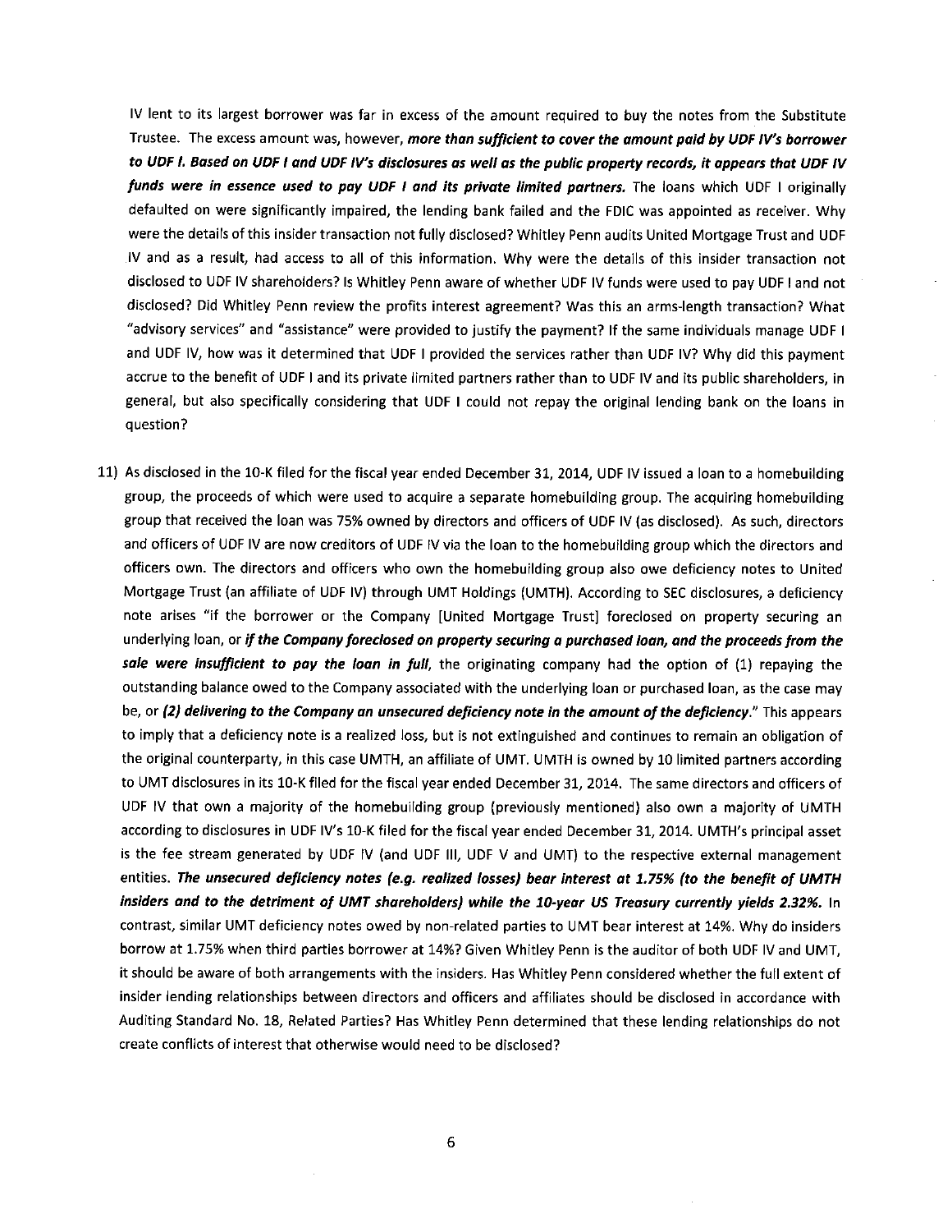IV lent to its largest borrower was far in excess of the amount required to buy the notes from the Substitute Trustee. The excess amount was, however, ***more than sufficient to cover the amount paid by UDF IV's borrower to UDF I. Based on UDF I and UDF IV's disclosures as well as the public property records, it appears that UDF IV funds were in essence used to pay UDF I and its private limited partners.*** The loans which UDF I originally defaulted on were significantly impaired, the lending bank failed and the FDIC was appointed as receiver. Why were the details of this insider transaction not fully disclosed? Whitley Penn audits United Mortgage Trust and UDF IV and as a result, had access to all of this information. Why were the details of this insider transaction not disclosed to UDF IV shareholders? Is Whitley Penn aware of whether UDF IV funds were used to pay UDF I and not disclosed? Did Whitley Penn review the profits interest agreement? Was this an arms-length transaction? What "advisory services" and "assistance" were provided to justify the payment? If the same individuals manage UDF I and UDF IV, how was it determined that UDF I provided the services rather than UDF IV? Why did this payment accrue to the benefit of UDF I and its private limited partners rather than to UDF IV and its public shareholders, in general, but also specifically considering that UDF I could not repay the original lending bank on the loans in question?

11) As disclosed in the 10-K filed for the fiscal year ended December 31, 2014, UDF IV issued a loan to a homebuilding group, the proceeds of which were used to acquire a separate homebuilding group. The acquiring homebuilding group that received the loan was 75% owned by directors and officers of UDF IV (as disclosed). As such, directors and officers of UDF IV are now creditors of UDF IV via the loan to the homebuilding group which the directors and officers own. The directors and officers who own the homebuilding group also owe deficiency notes to United Mortgage Trust (an affiliate of UDF IV) through UMT Holdings (UMTH). According to SEC disclosures, a deficiency note arises "if the borrower or the Company [United Mortgage Trust] foreclosed on property securing an underlying loan, or ***if the Company foreclosed on property securing a purchased loan, and the proceeds from the sale were insufficient to pay the loan in full***, the originating company had the option of (1) repaying the outstanding balance owed to the Company associated with the underlying loan or purchased loan, as the case may be, or ***(2) delivering to the Company an unsecured deficiency note in the amount of the deficiency***." This appears to imply that a deficiency note is a realized loss, but is not extinguished and continues to remain an obligation of the original counterparty, in this case UMTH, an affiliate of UMT. UMTH is owned by 10 limited partners according to UMT disclosures in its 10-K filed for the fiscal year ended December 31, 2014. The same directors and officers of UDF IV that own a majority of the homebuilding group (previously mentioned) also own a majority of UMTH according to disclosures in UDF IV's 10-K filed for the fiscal year ended December 31, 2014. UMTH's principal asset is the fee stream generated by UDF IV (and UDF III, UDF V and UMT) to the respective external management entities. ***The unsecured deficiency notes (e.g. realized losses) bear interest at 1.75% (to the benefit of UMTH insiders and to the detriment of UMT shareholders) while the 10-year US Treasury currently yields 2.32%.*** In contrast, similar UMT deficiency notes owed by non-related parties to UMT bear interest at 14%. Why do insiders borrow at 1.75% when third parties borrower at 14%? Given Whitley Penn is the auditor of both UDF IV and UMT, it should be aware of both arrangements with the insiders. Has Whitley Penn considered whether the full extent of insider lending relationships between directors and officers and affiliates should be disclosed in accordance with Auditing Standard No. 18, Related Parties? Has Whitley Penn determined that these lending relationships do not create conflicts of interest that otherwise would need to be disclosed?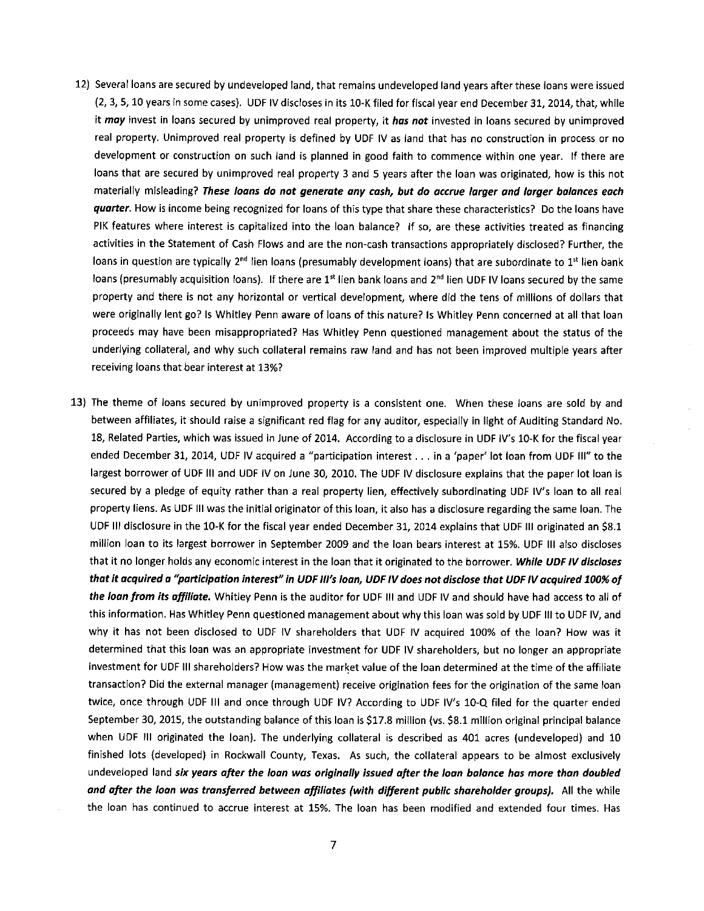12) Several loans are secured by undeveloped land, that remains undeveloped land years after these loans were issued (2, 3, 5, 10 years in some cases). UDF IV discloses in its 10-K filed for fiscal year end December 31, 2014, that, while it ***may*** invest in loans secured by unimproved real property, it ***has not*** invested in loans secured by unimproved real property. Unimproved real property is defined by UDF IV as land that has no construction in process or no development or construction on such land is planned in good faith to commence within one year. If there are loans that are secured by unimproved real property 3 and 5 years after the loan was originated, how is this not materially misleading? ***These loans do not generate any cash, but do accrue larger and larger balances each quarter.*** How is income being recognized for loans of this type that share these characteristics? Do the loans have PIK features where interest is capitalized into the loan balance? If so, are these activities treated as financing activities in the Statement of Cash Flows and are the non-cash transactions appropriately disclosed? Further, the loans in question are typically 2nd lien loans (presumably development loans) that are subordinate to 1st lien bank loans (presumably acquisition loans). If there are 1st lien bank loans and 2nd lien UDF IV loans secured by the same property and there is not any horizontal or vertical development, where did the tens of millions of dollars that were originally lent go? Is Whitley Penn aware of loans of this nature? Is Whitley Penn concerned at all that loan proceeds may have been misappropriated? Has Whitley Penn questioned management about the status of the underlying collateral, and why such collateral remains raw land and has not been improved multiple years after receiving loans that bear interest at 13%?

13) The theme of loans secured by unimproved property is a consistent one. When these loans are sold by and between affiliates, it should raise a significant red flag for any auditor, especially in light of Auditing Standard No. 18, Related Parties, which was issued in June of 2014. According to a disclosure in UDF IV's 10-K for the fiscal year ended December 31, 2014, UDF IV acquired a "participation interest . . . in a 'paper' lot loan from UDF III" to the largest borrower of UDF III and UDF IV on June 30, 2010. The UDF IV disclosure explains that the paper lot loan is secured by a pledge of equity rather than a real property lien, effectively subordinating UDF IV's loan to all real property liens. As UDF III was the initial originator of this loan, it also has a disclosure regarding the same loan. The UDF III disclosure in the 10-K for the fiscal year ended December 31, 2014 explains that UDF III originated an $8.1 million loan to its largest borrower in September 2009 and the loan bears interest at 15%. UDF III also discloses that it no longer holds any economic interest in the loan that it originated to the borrower. ***While UDF IV discloses that it acquired a "participation interest" in UDF III's loan, UDF IV does not disclose that UDF IV acquired 100% of the loan from its affiliate.*** Whitley Penn is the auditor for UDF III and UDF IV and should have had access to all of this information. Has Whitley Penn questioned management about why this loan was sold by UDF III to UDF IV, and why it has not been disclosed to UDF IV shareholders that UDF IV acquired 100% of the loan? How was it determined that this loan was an appropriate investment for UDF IV shareholders, but no longer an appropriate investment for UDF III shareholders? How was the market value of the loan determined at the time of the affiliate transaction? Did the external manager (management) receive origination fees for the origination of the same loan twice, once through UDF III and once through UDF IV? According to UDF IV's 10-Q filed for the quarter ended September 30, 2015, the outstanding balance of this loan is $17.8 million (vs. $8.1 million original principal balance when UDF III originated the loan). The underlying collateral is described as 401 acres (undeveloped) and 10 finished lots (developed) in Rockwall County, Texas. As such, the collateral appears to be almost exclusively undeveloped land ***six years after the loan was originally issued after the loan balance has more than doubled and after the loan was transferred between affiliates (with different public shareholder groups).*** All the while the loan has continued to accrue interest at 15%. The loan has been modified and extended four times. Has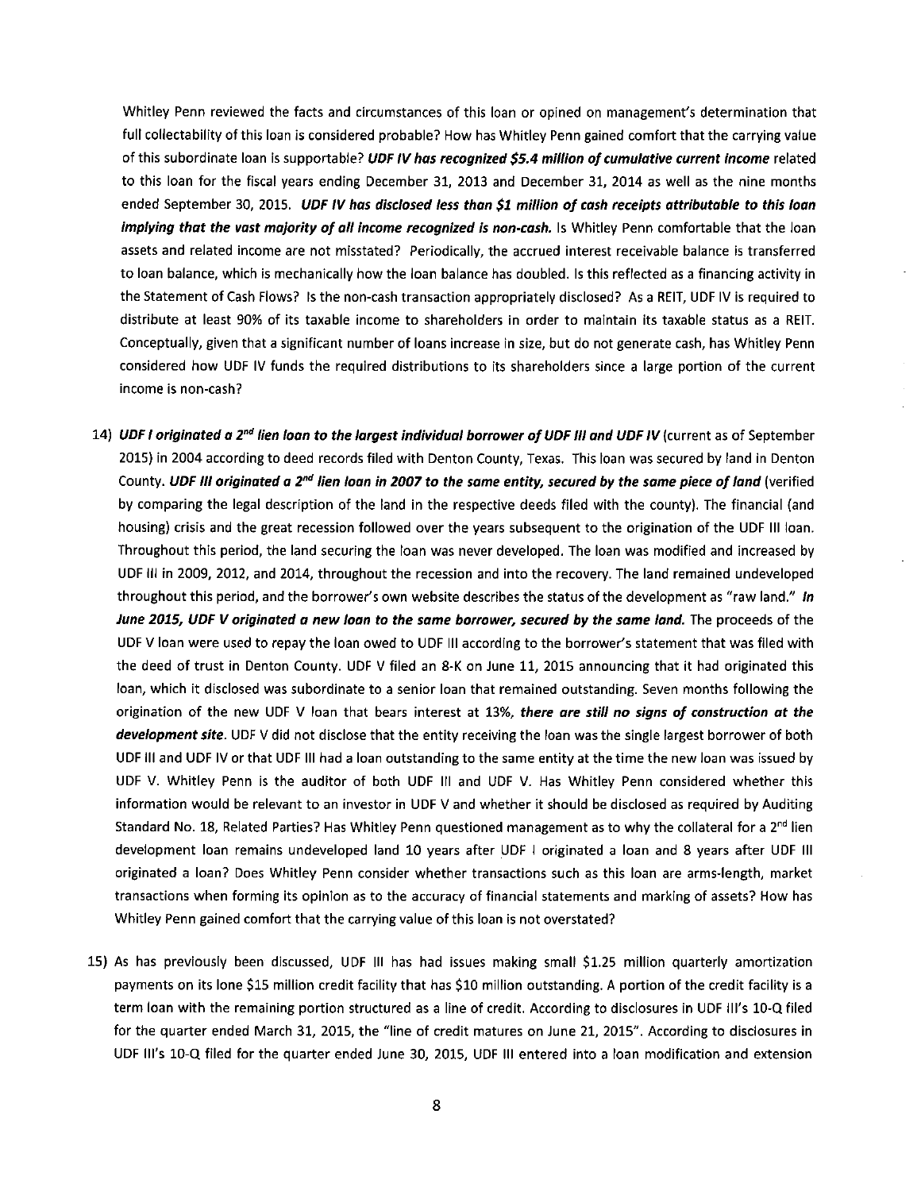Whitley Penn reviewed the facts and circumstances of this loan or opined on management's determination that full collectability of this loan is considered probable? How has Whitley Penn gained comfort that the carrying value of this subordinate loan is supportable? ***UDF IV has recognized $5.4 million of cumulative current income*** related to this loan for the fiscal years ending December 31, 2013 and December 31, 2014 as well as the nine months ended September 30, 2015. ***UDF IV has disclosed less than $1 million of cash receipts attributable to this loan implying that the vast majority of all income recognized is non-cash.*** Is Whitley Penn comfortable that the loan assets and related income are not misstated? Periodically, the accrued interest receivable balance is transferred to loan balance, which is mechanically how the loan balance has doubled. Is this reflected as a financing activity in the Statement of Cash Flows? Is the non-cash transaction appropriately disclosed? As a REIT, UDF IV is required to distribute at least 90% of its taxable income to shareholders in order to maintain its taxable status as a REIT. Conceptually, given that a significant number of loans increase in size, but do not generate cash, has Whitley Penn considered how UDF IV funds the required distributions to its shareholders since a large portion of the current income is non-cash?

14) ***UDF I originated a 2nd lien loan to the largest individual borrower of UDF III and UDF IV*** (current as of September 2015) in 2004 according to deed records filed with Denton County, Texas. This loan was secured by land in Denton County. ***UDF III originated a 2nd lien loan in 2007 to the same entity, secured by the same piece of land*** (verified by comparing the legal description of the land in the respective deeds filed with the county). The financial (and housing) crisis and the great recession followed over the years subsequent to the origination of the UDF III loan. Throughout this period, the land securing the loan was never developed. The loan was modified and increased by UDF III in 2009, 2012, and 2014, throughout the recession and into the recovery. The land remained undeveloped throughout this period, and the borrower's own website describes the status of the development as "raw land." ***In June 2015, UDF V originated a new loan to the same borrower, secured by the same land.*** The proceeds of the UDF V loan were used to repay the loan owed to UDF III according to the borrower's statement that was filed with the deed of trust in Denton County. UDF V filed an 8-K on June 11, 2015 announcing that it had originated this loan, which it disclosed was subordinate to a senior loan that remained outstanding. Seven months following the origination of the new UDF V loan that bears interest at 13%, ***there are still no signs of construction at the development site.*** UDF V did not disclose that the entity receiving the loan was the single largest borrower of both UDF III and UDF IV or that UDF III had a loan outstanding to the same entity at the time the new loan was issued by UDF V. Whitley Penn is the auditor of both UDF III and UDF V. Has Whitley Penn considered whether this information would be relevant to an investor in UDF V and whether it should be disclosed as required by Auditing Standard No. 18, Related Parties? Has Whitley Penn questioned management as to why the collateral for a 2nd lien development loan remains undeveloped land 10 years after UDF I originated a loan and 8 years after UDF III originated a loan? Does Whitley Penn consider whether transactions such as this loan are arms-length, market transactions when forming its opinion as to the accuracy of financial statements and marking of assets? How has Whitley Penn gained comfort that the carrying value of this loan is not overstated?

15) As has previously been discussed, UDF III has had issues making small $1.25 million quarterly amortization payments on its lone $15 million credit facility that has $10 million outstanding. A portion of the credit facility is a term loan with the remaining portion structured as a line of credit. According to disclosures in UDF III's 10-Q filed for the quarter ended March 31, 2015, the "line of credit matures on June 21, 2015". According to disclosures in UDF III's 10-Q filed for the quarter ended June 30, 2015, UDF III entered into a loan modification and extension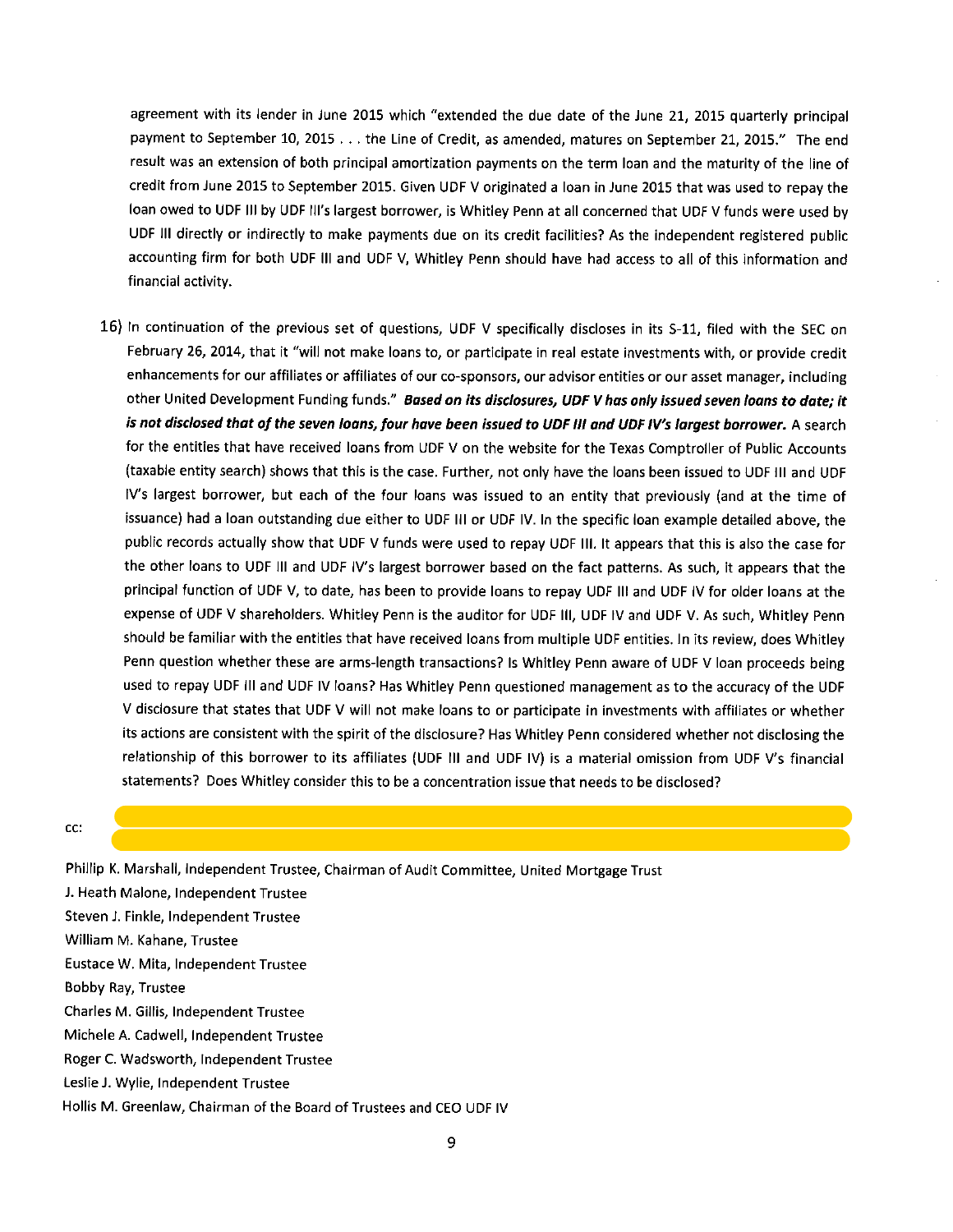agreement with its lender in June 2015 which "extended the due date of the June 21, 2015 quarterly principal payment to September 10, 2015 . . . the Line of Credit, as amended, matures on September 21, 2015." The end result was an extension of both principal amortization payments on the term loan and the maturity of the line of credit from June 2015 to September 2015. Given UDF V originated a loan in June 2015 that was used to repay the loan owed to UDF III by UDF III's largest borrower, is Whitley Penn at all concerned that UDF V funds were used by UDF III directly or indirectly to make payments due on its credit facilities? As the independent registered public accounting firm for both UDF III and UDF V, Whitley Penn should have had access to all of this information and financial activity.

16) In continuation of the previous set of questions, UDF V specifically discloses in its S-11, filed with the SEC on February 26, 2014, that it "will not make loans to, or participate in real estate investments with, or provide credit enhancements for our affiliates or affiliates of our co-sponsors, our advisor entities or our asset manager, including other United Development Funding funds." ***Based on its disclosures, UDF V has only issued seven loans to date; it is not disclosed that of the seven loans, four have been issued to UDF III and UDF IV's largest borrower.*** A search for the entities that have received loans from UDF V on the website for the Texas Comptroller of Public Accounts (taxable entity search) shows that this is the case. Further, not only have the loans been issued to UDF III and UDF IV's largest borrower, but each of the four loans was issued to an entity that previously (and at the time of issuance) had a loan outstanding due either to UDF III or UDF IV. In the specific loan example detailed above, the public records actually show that UDF V funds were used to repay UDF III. It appears that this is also the case for the other loans to UDF III and UDF IV's largest borrower based on the fact patterns. As such, it appears that the principal function of UDF V, to date, has been to provide loans to repay UDF III and UDF IV for older loans at the expense of UDF V shareholders. Whitley Penn is the auditor for UDF III, UDF IV and UDF V. As such, Whitley Penn should be familiar with the entities that have received loans from multiple UDF entities. In its review, does Whitley Penn question whether these are arms-length transactions? Is Whitley Penn aware of UDF V loan proceeds being used to repay UDF III and UDF IV loans? Has Whitley Penn questioned management as to the accuracy of the UDF V disclosure that states that UDF V will not make loans to or participate in investments with affiliates or whether its actions are consistent with the spirit of the disclosure? Has Whitley Penn considered whether not disclosing the relationship of this borrower to its affiliates (UDF III and UDF IV) is a material omission from UDF V's financial statements? Does Whitley consider this to be a concentration issue that needs to be disclosed?

cc:

Phillip K. Marshall, Independent Trustee, Chairman of Audit Committee, United Mortgage Trust
J. Heath Malone, Independent Trustee
Steven J. Finkle, Independent Trustee
William M. Kahane, Trustee
Eustace W. Mita, Independent Trustee
Bobby Ray, Trustee
Charles M. Gillis, Independent Trustee
Michele A. Cadwell, Independent Trustee
Roger C. Wadsworth, Independent Trustee
Leslie J. Wylie, Independent Trustee
Hollis M. Greenlaw, Chairman of the Board of Trustees and CEO UDF IV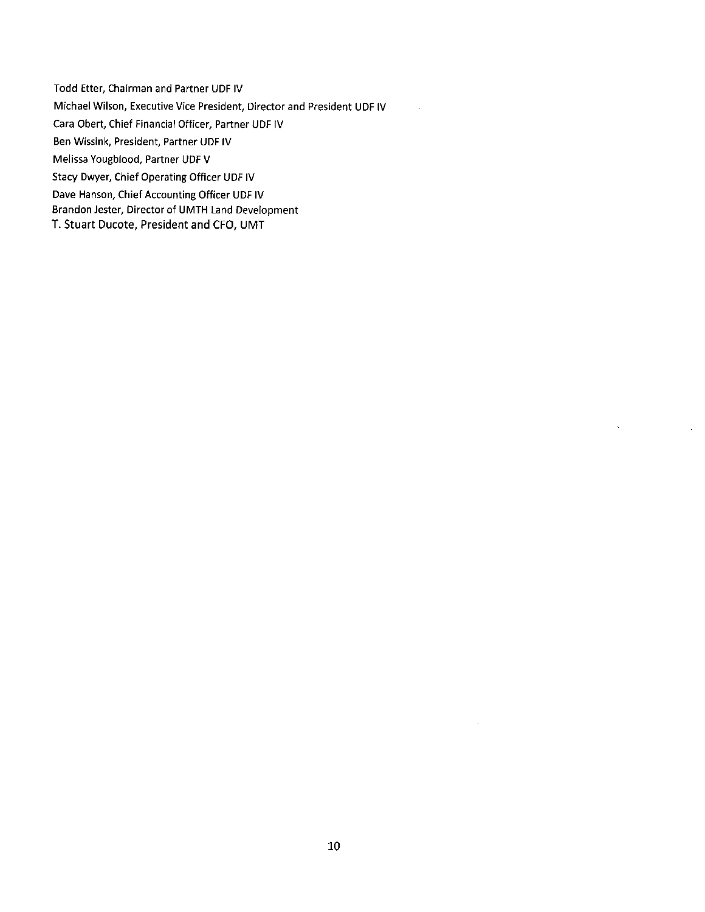Todd Etter, Chairman and Partner UDF IV

Michael Wilson, Executive Vice President, Director and President UDF IV

Cara Obert, Chief Financial Officer, Partner UDF IV

Ben Wissink, President, Partner UDF IV

Melissa Yougblood, Partner UDF V

Stacy Dwyer, Chief Operating Officer UDF IV

Dave Hanson, Chief Accounting Officer UDF IV

Brandon Jester, Director of UMTH Land Development

T. Stuart Ducote, President and CFO, UMT